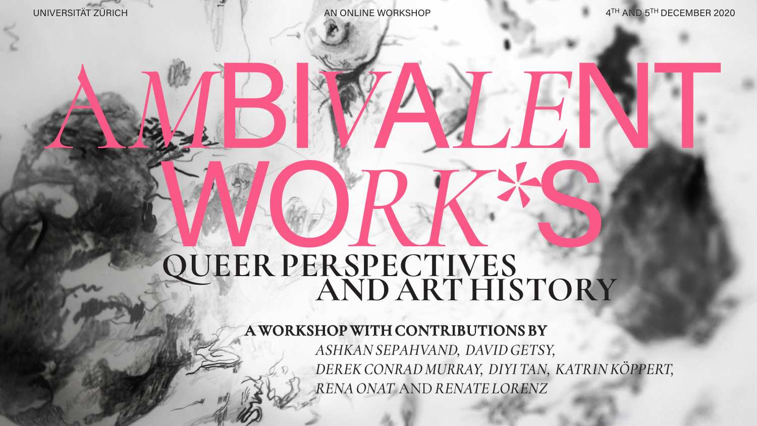UNIVERSITÄT ZÜRICH

AN ONLINE WORKSHOP

4TH AND 5TH DECEMBER 2020

# AMBIVALENT WORK*S

## QUEER PERSPECTIVES AND ART HISTORY

**A WORKSHOP WITH CONTRIBUTIONS BY**

*ASHKAN SEPAHVAND, DAVID GETSY, DEREK CONRAD MURRAY, DIYI TAN, KATRIN KÖPPERT, RENA ONAT AND RENATE LORENZ*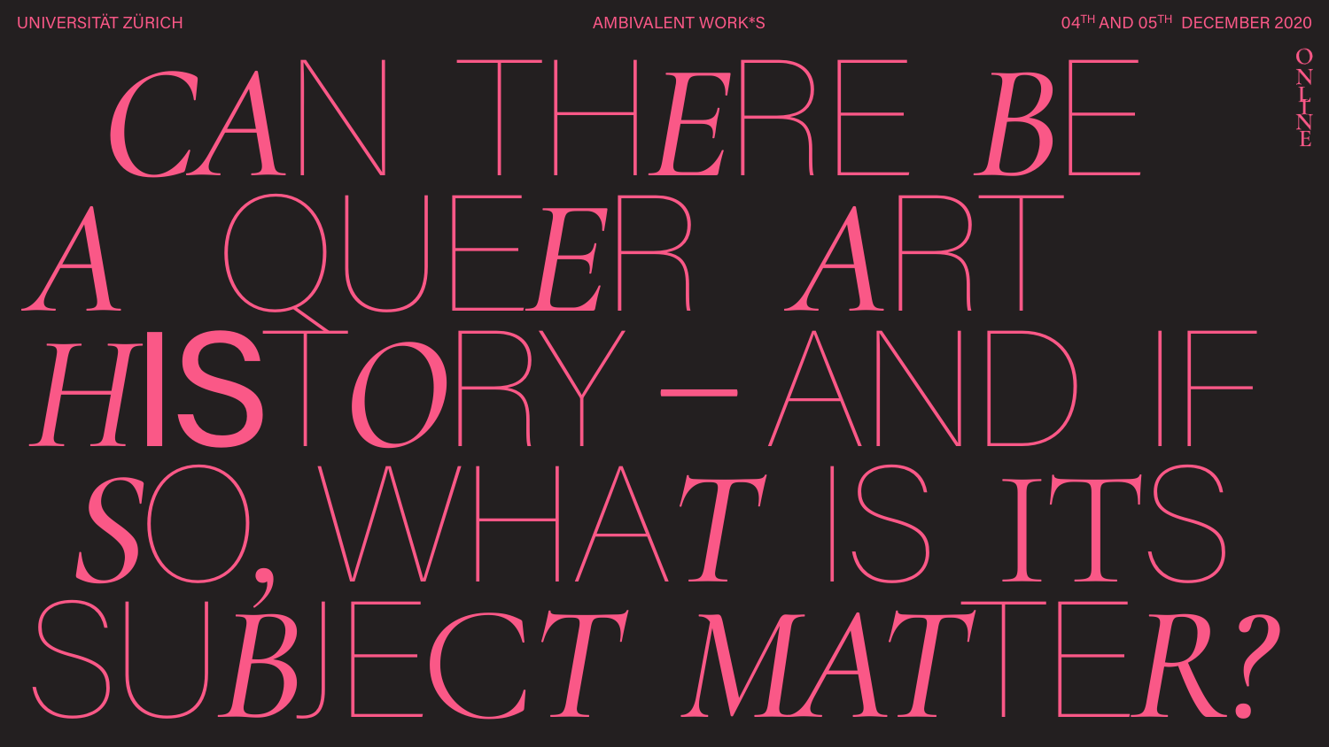UNIVERSITÄT ZÜRICH

AMBIVALENT WORK*S

04TH AND 05TH DECEMBER 2020

ONLINE

# CAN THERE BE A QUEER ART HISTORY – AND IF SO, WHAT IS ITS SUBJECT MATTER?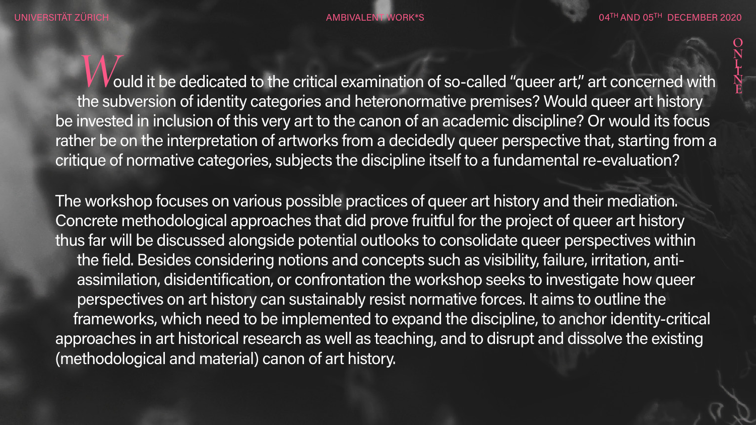Would it be dedicated to the critical examination of so-called "queer art," art concerned with the subversion of identity categories and heteronormative premises? Would queer art history be invested in inclusion of this very art to the canon of an academic discipline? Or would its focus rather be on the interpretation of artworks from a decidedly queer perspective that, starting from a critique of normative categories, subjects the discipline itself to a fundamental re-evaluation?

The workshop focuses on various possible practices of queer art history and their mediation. Concrete methodological approaches that did prove fruitful for the project of queer art history thus far will be discussed alongside potential outlooks to consolidate queer perspectives within the field. Besides considering notions and concepts such as visibility, failure, irritation, anti-assimilation, disidentification, or confrontation the workshop seeks to investigate how queer perspectives on art history can sustainably resist normative forces. It aims to outline the frameworks, which need to be implemented to expand the discipline, to anchor identity-critical approaches in art historical research as well as teaching, and to disrupt and dissolve the existing (methodological and material) canon of art history.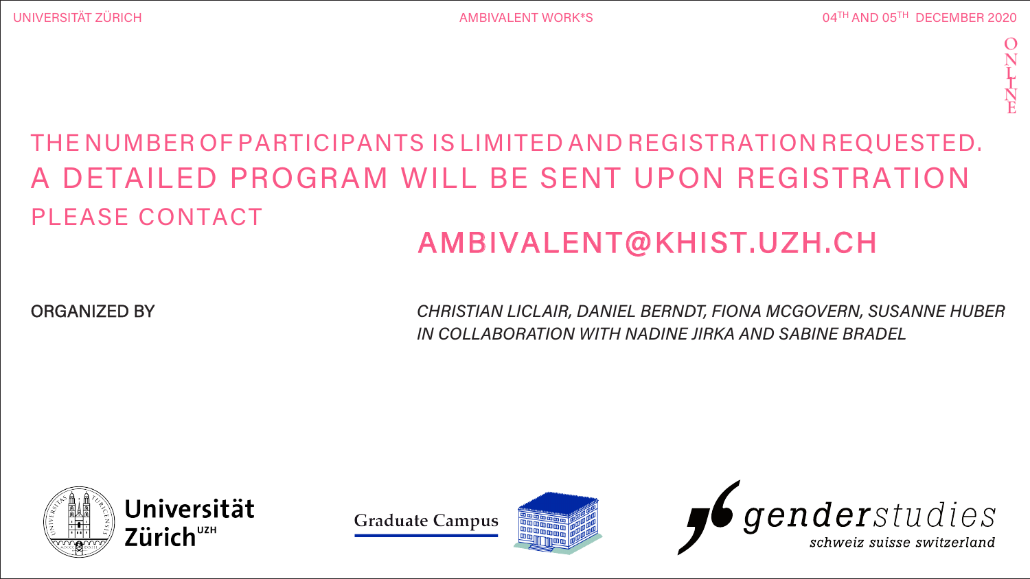ONLINE

THE NUMBER OF PARTICIPANTS IS LIMITED AND REGISTRATION REQUESTED.

A DETAILED PROGRAM WILL BE SENT UPON REGISTRATION

PLEASE CONTACT

AMBIVALENT@KHIST.UZH.CH

**ORGANIZED BY**

*CHRISTIAN LICLAIR, DANIEL BERNDT, FIONA MCGOVERN, SUSANNE HUBER IN COLLABORATION WITH NADINE JIRKA AND SABINE BRADEL*

Universität Zürich[UZH]

Graduate Campus

genderstudies schweiz suisse switzerland